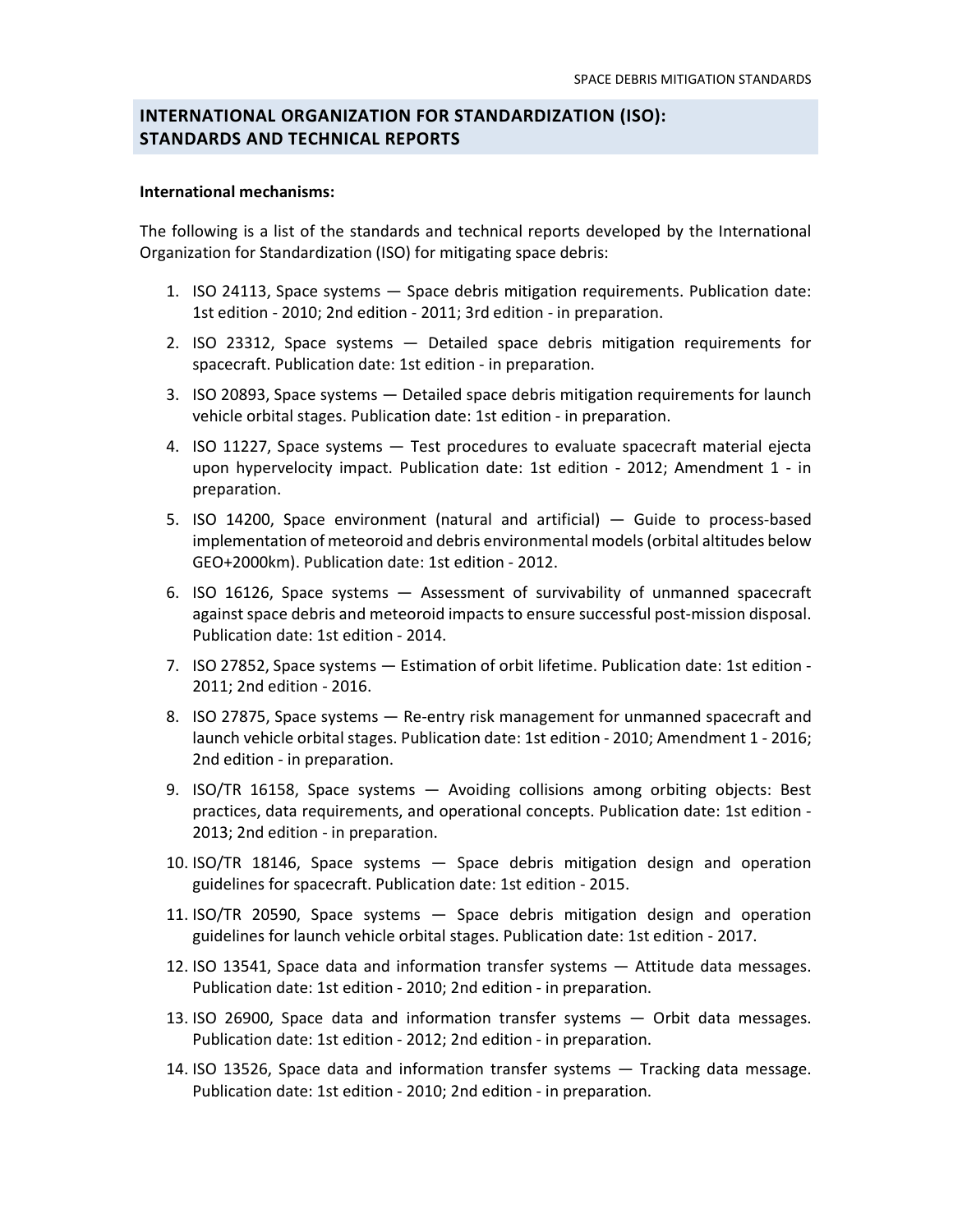## INTERNATIONAL ORGANIZATION FOR STANDARDIZATION (ISO): STANDARDS AND TECHNICAL REPORTS

**International mechanisms:**

The following is a list of the standards and technical reports developed by the International Organization for Standardization (ISO) for mitigating space debris:

1. ISO 24113, Space systems — Space debris mitigation requirements. Publication date: 1st edition - 2010; 2nd edition - 2011; 3rd edition - in preparation.
2. ISO 23312, Space systems — Detailed space debris mitigation requirements for spacecraft. Publication date: 1st edition - in preparation.
3. ISO 20893, Space systems — Detailed space debris mitigation requirements for launch vehicle orbital stages. Publication date: 1st edition - in preparation.
4. ISO 11227, Space systems — Test procedures to evaluate spacecraft material ejecta upon hypervelocity impact. Publication date: 1st edition - 2012; Amendment 1 - in preparation.
5. ISO 14200, Space environment (natural and artificial) — Guide to process-based implementation of meteoroid and debris environmental models (orbital altitudes below GEO+2000km). Publication date: 1st edition - 2012.
6. ISO 16126, Space systems — Assessment of survivability of unmanned spacecraft against space debris and meteoroid impacts to ensure successful post-mission disposal. Publication date: 1st edition - 2014.
7. ISO 27852, Space systems — Estimation of orbit lifetime. Publication date: 1st edition - 2011; 2nd edition - 2016.
8. ISO 27875, Space systems — Re-entry risk management for unmanned spacecraft and launch vehicle orbital stages. Publication date: 1st edition - 2010; Amendment 1 - 2016; 2nd edition - in preparation.
9. ISO/TR 16158, Space systems — Avoiding collisions among orbiting objects: Best practices, data requirements, and operational concepts. Publication date: 1st edition - 2013; 2nd edition - in preparation.
10. ISO/TR 18146, Space systems — Space debris mitigation design and operation guidelines for spacecraft. Publication date: 1st edition - 2015.
11. ISO/TR 20590, Space systems — Space debris mitigation design and operation guidelines for launch vehicle orbital stages. Publication date: 1st edition - 2017.
12. ISO 13541, Space data and information transfer systems — Attitude data messages. Publication date: 1st edition - 2010; 2nd edition - in preparation.
13. ISO 26900, Space data and information transfer systems — Orbit data messages. Publication date: 1st edition - 2012; 2nd edition - in preparation.
14. ISO 13526, Space data and information transfer systems — Tracking data message. Publication date: 1st edition - 2010; 2nd edition - in preparation.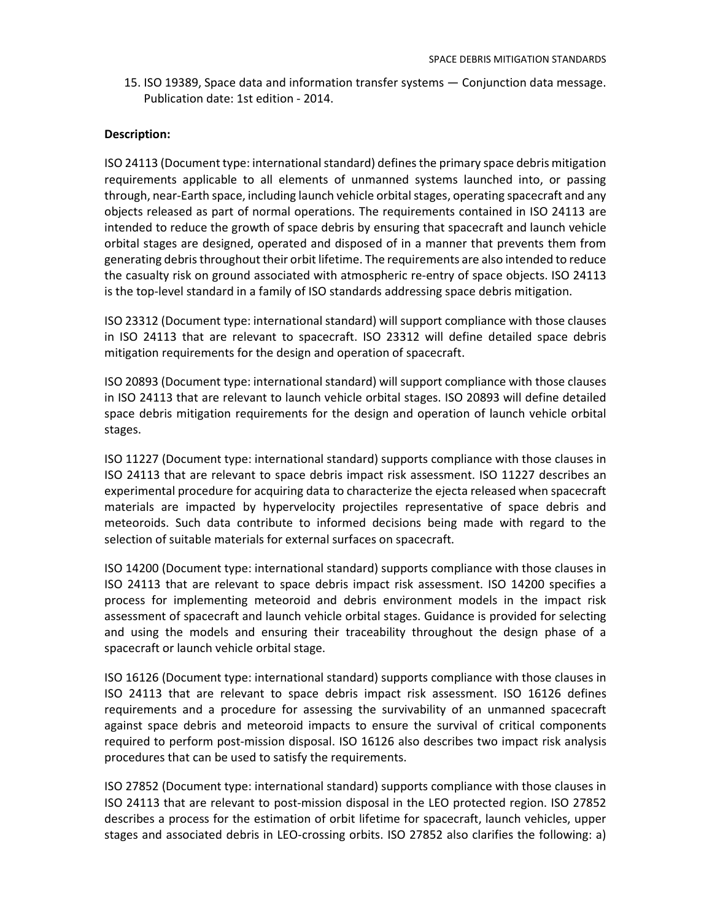15. ISO 19389, Space data and information transfer systems — Conjunction data message. Publication date: 1st edition - 2014.

**Description:**

ISO 24113 (Document type: international standard) defines the primary space debris mitigation requirements applicable to all elements of unmanned systems launched into, or passing through, near-Earth space, including launch vehicle orbital stages, operating spacecraft and any objects released as part of normal operations. The requirements contained in ISO 24113 are intended to reduce the growth of space debris by ensuring that spacecraft and launch vehicle orbital stages are designed, operated and disposed of in a manner that prevents them from generating debris throughout their orbit lifetime. The requirements are also intended to reduce the casualty risk on ground associated with atmospheric re-entry of space objects. ISO 24113 is the top-level standard in a family of ISO standards addressing space debris mitigation.

ISO 23312 (Document type: international standard) will support compliance with those clauses in ISO 24113 that are relevant to spacecraft. ISO 23312 will define detailed space debris mitigation requirements for the design and operation of spacecraft.

ISO 20893 (Document type: international standard) will support compliance with those clauses in ISO 24113 that are relevant to launch vehicle orbital stages. ISO 20893 will define detailed space debris mitigation requirements for the design and operation of launch vehicle orbital stages.

ISO 11227 (Document type: international standard) supports compliance with those clauses in ISO 24113 that are relevant to space debris impact risk assessment. ISO 11227 describes an experimental procedure for acquiring data to characterize the ejecta released when spacecraft materials are impacted by hypervelocity projectiles representative of space debris and meteoroids. Such data contribute to informed decisions being made with regard to the selection of suitable materials for external surfaces on spacecraft.

ISO 14200 (Document type: international standard) supports compliance with those clauses in ISO 24113 that are relevant to space debris impact risk assessment. ISO 14200 specifies a process for implementing meteoroid and debris environment models in the impact risk assessment of spacecraft and launch vehicle orbital stages. Guidance is provided for selecting and using the models and ensuring their traceability throughout the design phase of a spacecraft or launch vehicle orbital stage.

ISO 16126 (Document type: international standard) supports compliance with those clauses in ISO 24113 that are relevant to space debris impact risk assessment. ISO 16126 defines requirements and a procedure for assessing the survivability of an unmanned spacecraft against space debris and meteoroid impacts to ensure the survival of critical components required to perform post-mission disposal. ISO 16126 also describes two impact risk analysis procedures that can be used to satisfy the requirements.

ISO 27852 (Document type: international standard) supports compliance with those clauses in ISO 24113 that are relevant to post-mission disposal in the LEO protected region. ISO 27852 describes a process for the estimation of orbit lifetime for spacecraft, launch vehicles, upper stages and associated debris in LEO-crossing orbits. ISO 27852 also clarifies the following: a)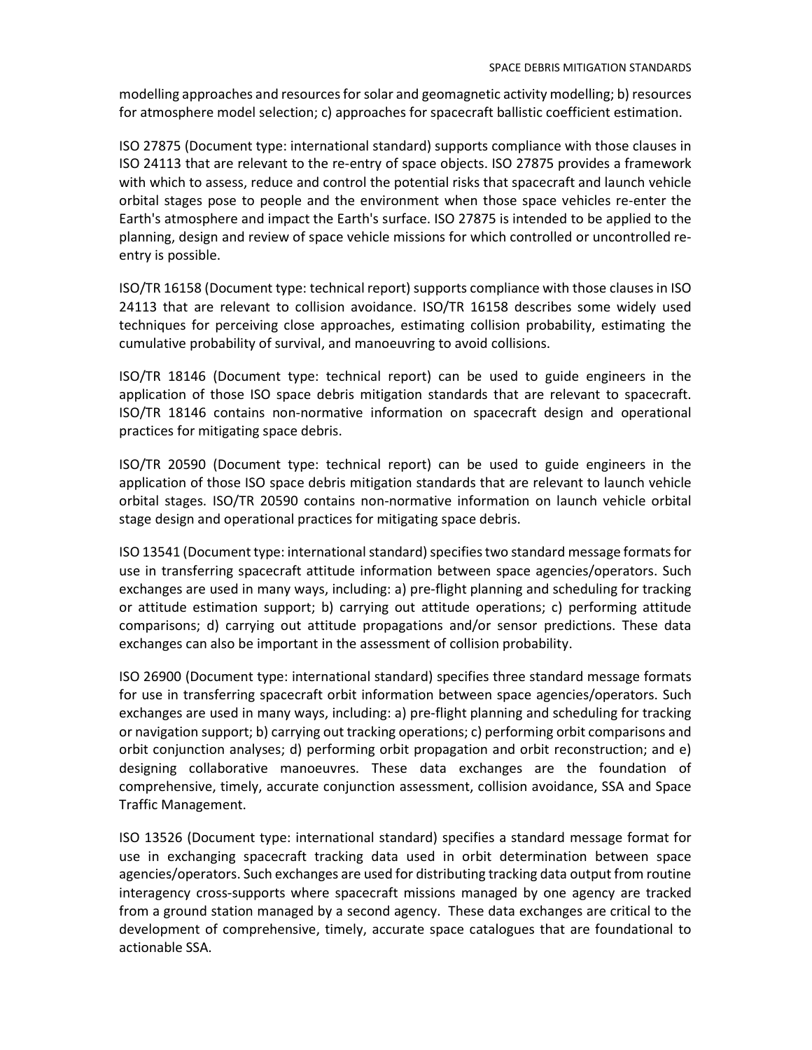modelling approaches and resources for solar and geomagnetic activity modelling; b) resources for atmosphere model selection; c) approaches for spacecraft ballistic coefficient estimation.

ISO 27875 (Document type: international standard) supports compliance with those clauses in ISO 24113 that are relevant to the re-entry of space objects. ISO 27875 provides a framework with which to assess, reduce and control the potential risks that spacecraft and launch vehicle orbital stages pose to people and the environment when those space vehicles re-enter the Earth's atmosphere and impact the Earth's surface. ISO 27875 is intended to be applied to the planning, design and review of space vehicle missions for which controlled or uncontrolled re-entry is possible.

ISO/TR 16158 (Document type: technical report) supports compliance with those clauses in ISO 24113 that are relevant to collision avoidance. ISO/TR 16158 describes some widely used techniques for perceiving close approaches, estimating collision probability, estimating the cumulative probability of survival, and manoeuvring to avoid collisions.

ISO/TR 18146 (Document type: technical report) can be used to guide engineers in the application of those ISO space debris mitigation standards that are relevant to spacecraft. ISO/TR 18146 contains non-normative information on spacecraft design and operational practices for mitigating space debris.

ISO/TR 20590 (Document type: technical report) can be used to guide engineers in the application of those ISO space debris mitigation standards that are relevant to launch vehicle orbital stages. ISO/TR 20590 contains non-normative information on launch vehicle orbital stage design and operational practices for mitigating space debris.

ISO 13541 (Document type: international standard) specifies two standard message formats for use in transferring spacecraft attitude information between space agencies/operators. Such exchanges are used in many ways, including: a) pre-flight planning and scheduling for tracking or attitude estimation support; b) carrying out attitude operations; c) performing attitude comparisons; d) carrying out attitude propagations and/or sensor predictions. These data exchanges can also be important in the assessment of collision probability.

ISO 26900 (Document type: international standard) specifies three standard message formats for use in transferring spacecraft orbit information between space agencies/operators. Such exchanges are used in many ways, including: a) pre-flight planning and scheduling for tracking or navigation support; b) carrying out tracking operations; c) performing orbit comparisons and orbit conjunction analyses; d) performing orbit propagation and orbit reconstruction; and e) designing collaborative manoeuvres. These data exchanges are the foundation of comprehensive, timely, accurate conjunction assessment, collision avoidance, SSA and Space Traffic Management.

ISO 13526 (Document type: international standard) specifies a standard message format for use in exchanging spacecraft tracking data used in orbit determination between space agencies/operators. Such exchanges are used for distributing tracking data output from routine interagency cross-supports where spacecraft missions managed by one agency are tracked from a ground station managed by a second agency. These data exchanges are critical to the development of comprehensive, timely, accurate space catalogues that are foundational to actionable SSA.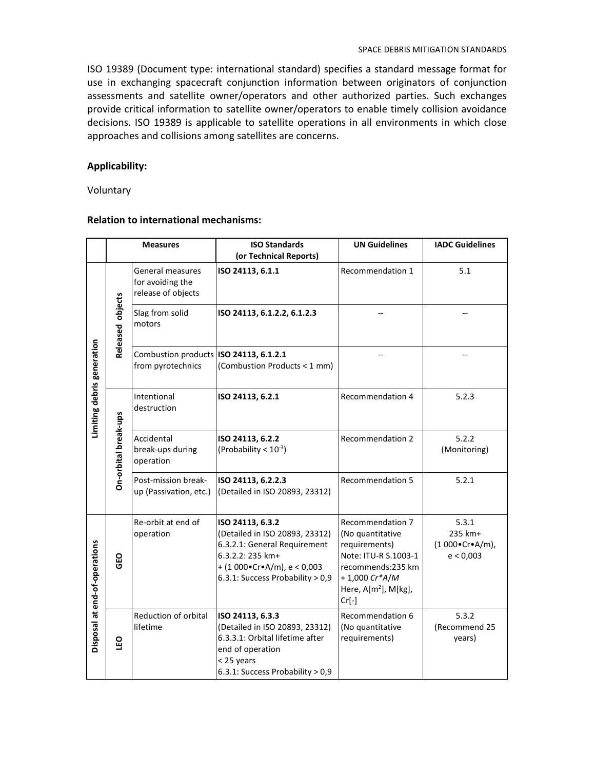ISO 19389 (Document type: international standard) specifies a standard message format for use in exchanging spacecraft conjunction information between originators of conjunction assessments and satellite owner/operators and other authorized parties. Such exchanges provide critical information to satellite owner/operators to enable timely collision avoidance decisions. ISO 19389 is applicable to satellite operations in all environments in which close approaches and collisions among satellites are concerns.

**Applicability:**

Voluntary

**Relation to international mechanisms:**

| | Measures | | ISO Standards (or Technical Reports) | UN Guidelines | IADC Guidelines |
|---|---|---|---|---|---|
| Limiting debris generation | Released objects | General measures for avoiding the release of objects | **ISO 24113, 6.1.1** | Recommendation 1 | 5.1 |
| | | Slag from solid motors | **ISO 24113, 6.1.2.2, 6.1.2.3** | -- | -- |
| | | Combustion products from pyrotechnics | **ISO 24113, 6.1.2.1** (Combustion Products < 1 mm) | -- | -- |
| | On-orbital break-ups | Intentional destruction | **ISO 24113, 6.2.1** | Recommendation 4 | 5.2.3 |
| | | Accidental break-ups during operation | **ISO 24113, 6.2.2** (Probability < $10^{-3}$) | Recommendation 2 | 5.2.2 (Monitoring) |
| | | Post-mission break-up (Passivation, etc.) | **ISO 24113, 6.2.2.3** (Detailed in ISO 20893, 23312) | Recommendation 5 | 5.2.1 |
| Disposal at end-of-operations | GEO | Re-orbit at end of operation | **ISO 24113, 6.3.2** (Detailed in ISO 20893, 23312) 6.3.2.1: General Requirement 6.3.2.2: 235 km+ + (1 000•Cr•A/m), e < 0,003 6.3.1: Success Probability > 0,9 | Recommendation 7 (No quantitative requirements) Note: ITU-R S.1003-1 recommends:235 km + 1,000 *Cr*A/M* Here, A[m$^2$], M[kg], Cr[-] | 5.3.1 235 km+ (1 000•Cr•A/m), e < 0,003 |
| | LEO | Reduction of orbital lifetime | **ISO 24113, 6.3.3** (Detailed in ISO 20893, 23312) 6.3.3.1: Orbital lifetime after end of operation < 25 years 6.3.1: Success Probability > 0,9 | Recommendation 6 (No quantitative requirements) | 5.3.2 (Recommend 25 years) |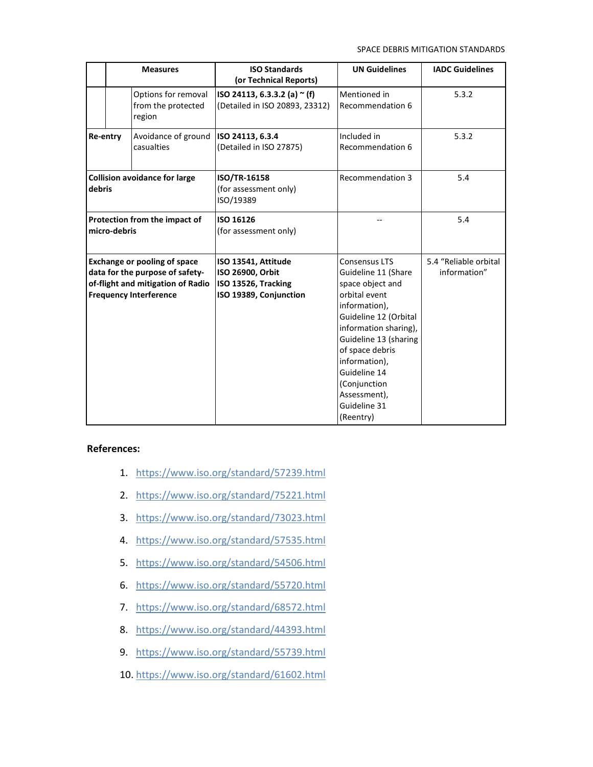| Measures | | | ISO Standards (or Technical Reports) | UN Guidelines | IADC Guidelines |
|---|---|---|---|---|---|
| | | Options for removal from the protected region | **ISO 24113, 6.3.3.2 (a) ~ (f)** (Detailed in ISO 20893, 23312) | Mentioned in Recommendation 6 | 5.3.2 |
| **Re-entry** | | Avoidance of ground casualties | **ISO 24113, 6.3.4** (Detailed in ISO 27875) | Included in Recommendation 6 | 5.3.2 |
| **Collision avoidance for large debris** | | | **ISO/TR-16158** (for assessment only) ISO/19389 | Recommendation 3 | 5.4 |
| **Protection from the impact of micro-debris** | | | **ISO 16126** (for assessment only) | -- | 5.4 |
| **Exchange or pooling of space data for the purpose of safety-of-flight and mitigation of Radio Frequency Interference** | | | **ISO 13541, Attitude** **ISO 26900, Orbit** **ISO 13526, Tracking** **ISO 19389, Conjunction** | Consensus LTS Guideline 11 (Share space object and orbital event information), Guideline 12 (Orbital information sharing), Guideline 13 (sharing of space debris information), Guideline 14 (Conjunction Assessment), Guideline 31 (Reentry) | 5.4 "Reliable orbital information" |

**References:**

1. https://www.iso.org/standard/57239.html
2. https://www.iso.org/standard/75221.html
3. https://www.iso.org/standard/73023.html
4. https://www.iso.org/standard/57535.html
5. https://www.iso.org/standard/54506.html
6. https://www.iso.org/standard/55720.html
7. https://www.iso.org/standard/68572.html
8. https://www.iso.org/standard/44393.html
9. https://www.iso.org/standard/55739.html
10. https://www.iso.org/standard/61602.html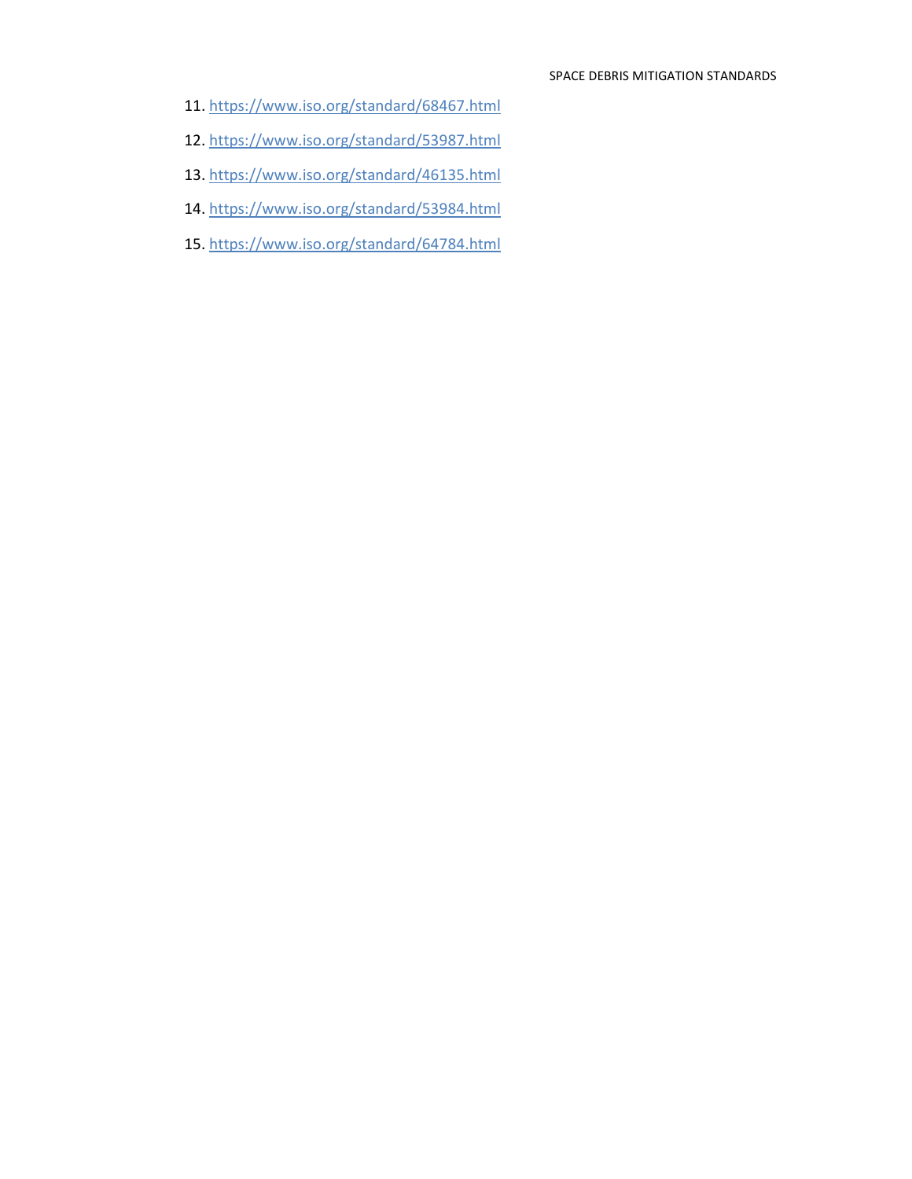11. https://www.iso.org/standard/68467.html
12. https://www.iso.org/standard/53987.html
13. https://www.iso.org/standard/46135.html
14. https://www.iso.org/standard/53984.html
15. https://www.iso.org/standard/64784.html